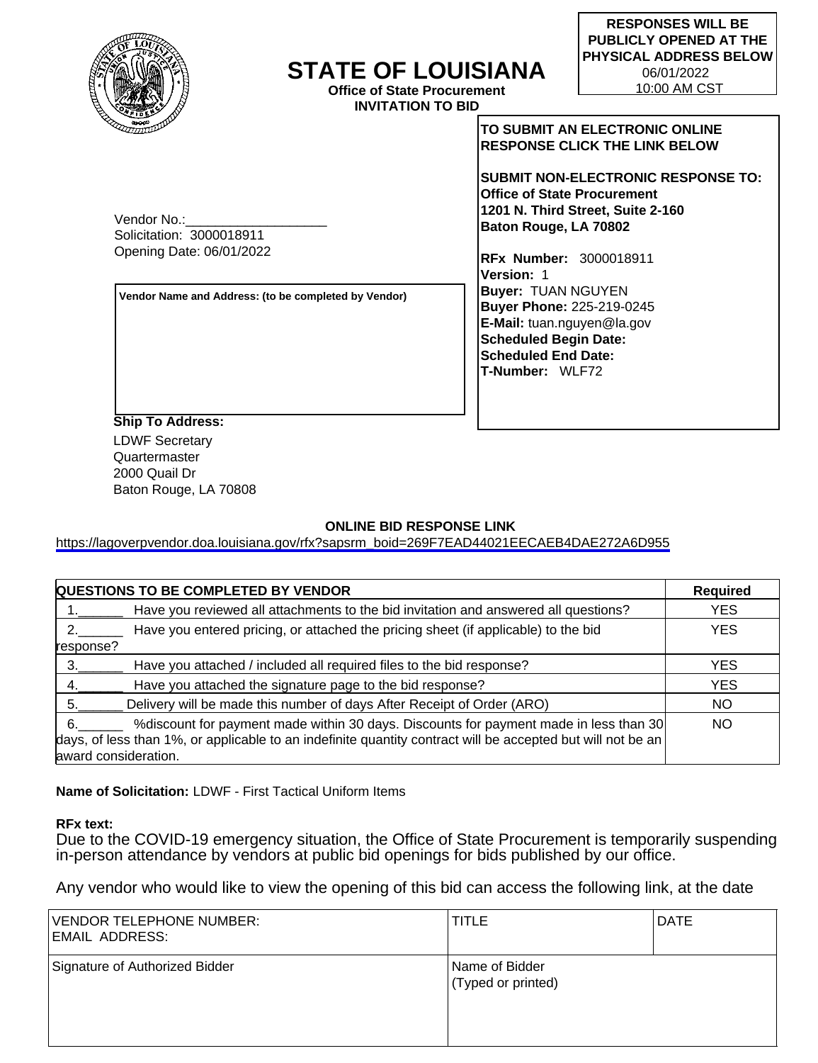**RESPONSES WILL BE PUBLICLY OPENED AT THE PHYSICAL ADDRESS BELOW**
06/01/2022
10:00 AM CST

# STATE OF LOUISIANA

**Office of State Procurement**
**INVITATION TO BID**

**TO SUBMIT AN ELECTRONIC ONLINE RESPONSE CLICK THE LINK BELOW**

**SUBMIT NON-ELECTRONIC RESPONSE TO:**
**Office of State Procurement**
**1201 N. Third Street, Suite 2-160**
**Baton Rouge, LA 70802**

**RFx Number:** 3000018911
**Version:** 1
**Buyer:** TUAN NGUYEN
**Buyer Phone:** 225-219-0245
**E-Mail:** tuan.nguyen@la.gov
**Scheduled Begin Date:**
**Scheduled End Date:**
**T-Number:** WLF72

Vendor No.:___________________
Solicitation: 3000018911
Opening Date: 06/01/2022

**Vendor Name and Address: (to be completed by Vendor)**

**Ship To Address:**
LDWF Secretary
Quartermaster
2000 Quail Dr
Baton Rouge, LA 70808

**ONLINE BID RESPONSE LINK**
https://lagoverpvendor.doa.louisiana.gov/rfx?sapsrm_boid=269F7EAD44021EECAEB4DAE272A6D955

| QUESTIONS TO BE COMPLETED BY VENDOR | Required |
|---|---|
| 1.______ Have you reviewed all attachments to the bid invitation and answered all questions? | YES |
| 2.______ Have you entered pricing, or attached the pricing sheet (if applicable) to the bid response? | YES |
| 3.______ Have you attached / included all required files to the bid response? | YES |
| 4.______ Have you attached the signature page to the bid response? | YES |
| 5.______ Delivery will be made this number of days After Receipt of Order (ARO) | NO |
| 6.______ %discount for payment made within 30 days. Discounts for payment made in less than 30 days, of less than 1%, or applicable to an indefinite quantity contract will be accepted but will not be an award consideration. | NO |

**Name of Solicitation:** LDWF - First Tactical Uniform Items

**RFx text:**

Due to the COVID-19 emergency situation, the Office of State Procurement is temporarily suspending in-person attendance by vendors at public bid openings for bids published by our office.

Any vendor who would like to view the opening of this bid can access the following link, at the date

| VENDOR TELEPHONE NUMBER:<br>EMAIL ADDRESS: | TITLE | DATE |
|---|---|---|
| Signature of Authorized Bidder | Name of Bidder<br>(Typed or printed) | |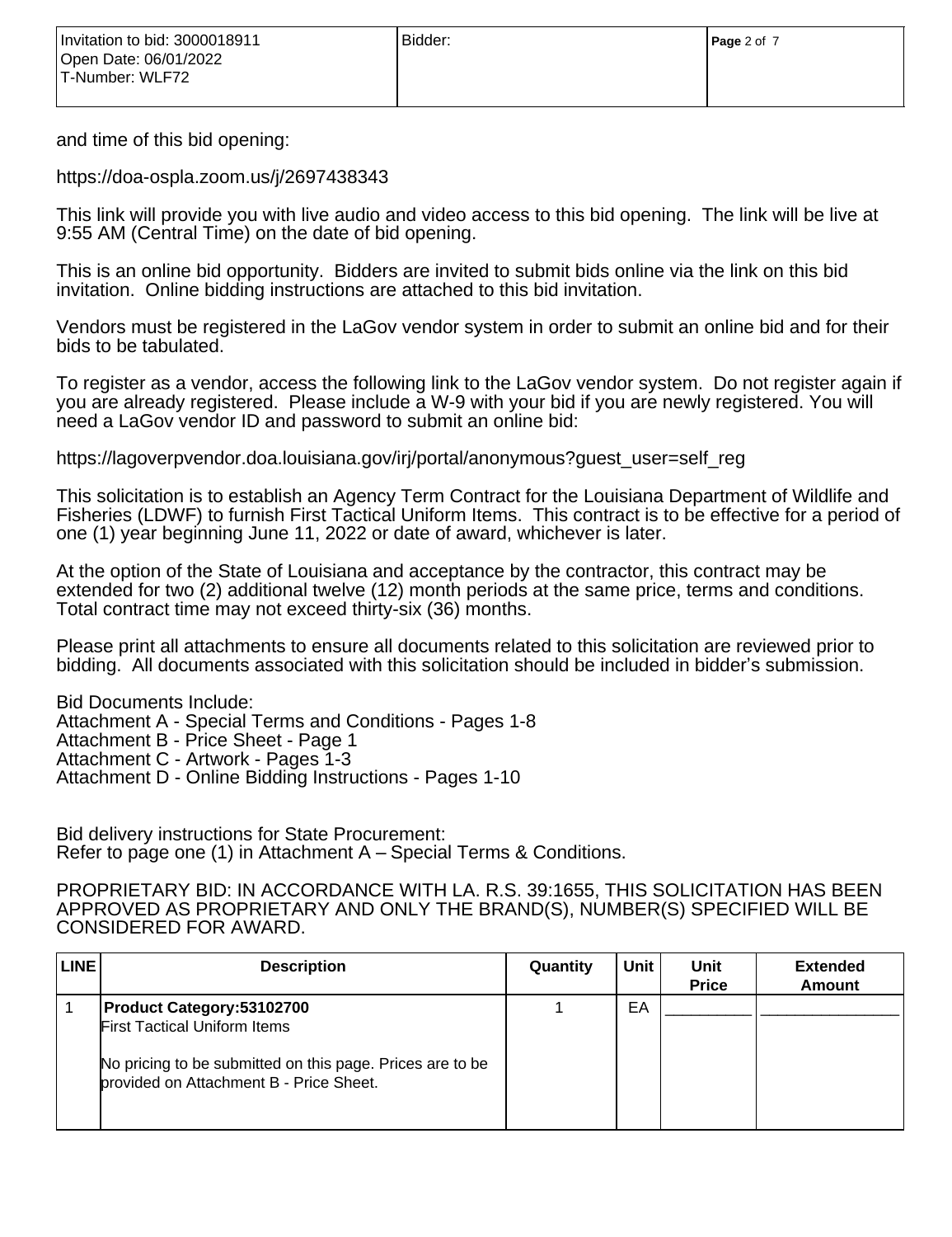and time of this bid opening:

https://doa-ospla.zoom.us/j/2697438343

This link will provide you with live audio and video access to this bid opening. The link will be live at 9:55 AM (Central Time) on the date of bid opening.

This is an online bid opportunity. Bidders are invited to submit bids online via the link on this bid invitation. Online bidding instructions are attached to this bid invitation.

Vendors must be registered in the LaGov vendor system in order to submit an online bid and for their bids to be tabulated.

To register as a vendor, access the following link to the LaGov vendor system. Do not register again if you are already registered. Please include a W-9 with your bid if you are newly registered. You will need a LaGov vendor ID and password to submit an online bid:

https://lagoverpvendor.doa.louisiana.gov/irj/portal/anonymous?guest_user=self_reg

This solicitation is to establish an Agency Term Contract for the Louisiana Department of Wildlife and Fisheries (LDWF) to furnish First Tactical Uniform Items. This contract is to be effective for a period of one (1) year beginning June 11, 2022 or date of award, whichever is later.

At the option of the State of Louisiana and acceptance by the contractor, this contract may be extended for two (2) additional twelve (12) month periods at the same price, terms and conditions. Total contract time may not exceed thirty-six (36) months.

Please print all attachments to ensure all documents related to this solicitation are reviewed prior to bidding. All documents associated with this solicitation should be included in bidder's submission.

Bid Documents Include:
Attachment A - Special Terms and Conditions - Pages 1-8
Attachment B - Price Sheet - Page 1
Attachment C - Artwork - Pages 1-3
Attachment D - Online Bidding Instructions - Pages 1-10

Bid delivery instructions for State Procurement:
Refer to page one (1) in Attachment A – Special Terms & Conditions.

PROPRIETARY BID: IN ACCORDANCE WITH LA. R.S. 39:1655, THIS SOLICITATION HAS BEEN APPROVED AS PROPRIETARY AND ONLY THE BRAND(S), NUMBER(S) SPECIFIED WILL BE CONSIDERED FOR AWARD.

| LINE | Description | Quantity | Unit | Unit Price | Extended Amount |
|---|---|---|---|---|---|
| 1 | **Product Category:53102700**<br>First Tactical Uniform Items<br><br>No pricing to be submitted on this page. Prices are to be provided on Attachment B - Price Sheet. | 1 | EA | __________ | ________________ |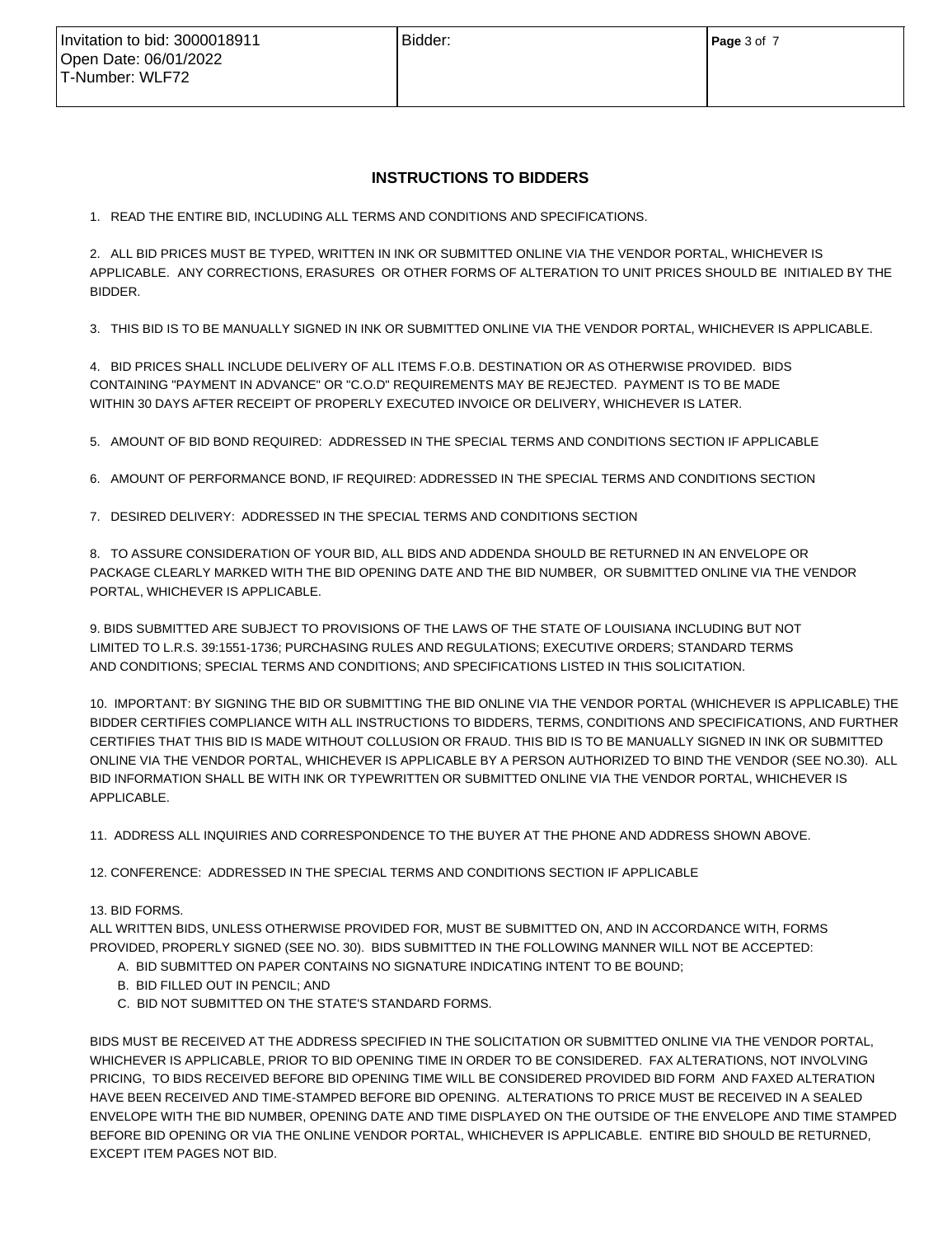## INSTRUCTIONS TO BIDDERS

1. READ THE ENTIRE BID, INCLUDING ALL TERMS AND CONDITIONS AND SPECIFICATIONS.

2. ALL BID PRICES MUST BE TYPED, WRITTEN IN INK OR SUBMITTED ONLINE VIA THE VENDOR PORTAL, WHICHEVER IS APPLICABLE. ANY CORRECTIONS, ERASURES OR OTHER FORMS OF ALTERATION TO UNIT PRICES SHOULD BE INITIALED BY THE BIDDER.

3. THIS BID IS TO BE MANUALLY SIGNED IN INK OR SUBMITTED ONLINE VIA THE VENDOR PORTAL, WHICHEVER IS APPLICABLE.

4. BID PRICES SHALL INCLUDE DELIVERY OF ALL ITEMS F.O.B. DESTINATION OR AS OTHERWISE PROVIDED. BIDS CONTAINING "PAYMENT IN ADVANCE" OR "C.O.D" REQUIREMENTS MAY BE REJECTED. PAYMENT IS TO BE MADE WITHIN 30 DAYS AFTER RECEIPT OF PROPERLY EXECUTED INVOICE OR DELIVERY, WHICHEVER IS LATER.

5. AMOUNT OF BID BOND REQUIRED: ADDRESSED IN THE SPECIAL TERMS AND CONDITIONS SECTION IF APPLICABLE

6. AMOUNT OF PERFORMANCE BOND, IF REQUIRED: ADDRESSED IN THE SPECIAL TERMS AND CONDITIONS SECTION

7. DESIRED DELIVERY: ADDRESSED IN THE SPECIAL TERMS AND CONDITIONS SECTION

8. TO ASSURE CONSIDERATION OF YOUR BID, ALL BIDS AND ADDENDA SHOULD BE RETURNED IN AN ENVELOPE OR PACKAGE CLEARLY MARKED WITH THE BID OPENING DATE AND THE BID NUMBER, OR SUBMITTED ONLINE VIA THE VENDOR PORTAL, WHICHEVER IS APPLICABLE.

9. BIDS SUBMITTED ARE SUBJECT TO PROVISIONS OF THE LAWS OF THE STATE OF LOUISIANA INCLUDING BUT NOT LIMITED TO L.R.S. 39:1551-1736; PURCHASING RULES AND REGULATIONS; EXECUTIVE ORDERS; STANDARD TERMS AND CONDITIONS; SPECIAL TERMS AND CONDITIONS; AND SPECIFICATIONS LISTED IN THIS SOLICITATION.

10. IMPORTANT: BY SIGNING THE BID OR SUBMITTING THE BID ONLINE VIA THE VENDOR PORTAL (WHICHEVER IS APPLICABLE) THE BIDDER CERTIFIES COMPLIANCE WITH ALL INSTRUCTIONS TO BIDDERS, TERMS, CONDITIONS AND SPECIFICATIONS, AND FURTHER CERTIFIES THAT THIS BID IS MADE WITHOUT COLLUSION OR FRAUD. THIS BID IS TO BE MANUALLY SIGNED IN INK OR SUBMITTED ONLINE VIA THE VENDOR PORTAL, WHICHEVER IS APPLICABLE BY A PERSON AUTHORIZED TO BIND THE VENDOR (SEE NO.30). ALL BID INFORMATION SHALL BE WITH INK OR TYPEWRITTEN OR SUBMITTED ONLINE VIA THE VENDOR PORTAL, WHICHEVER IS APPLICABLE.

11. ADDRESS ALL INQUIRIES AND CORRESPONDENCE TO THE BUYER AT THE PHONE AND ADDRESS SHOWN ABOVE.

12. CONFERENCE: ADDRESSED IN THE SPECIAL TERMS AND CONDITIONS SECTION IF APPLICABLE

13. BID FORMS.
ALL WRITTEN BIDS, UNLESS OTHERWISE PROVIDED FOR, MUST BE SUBMITTED ON, AND IN ACCORDANCE WITH, FORMS PROVIDED, PROPERLY SIGNED (SEE NO. 30). BIDS SUBMITTED IN THE FOLLOWING MANNER WILL NOT BE ACCEPTED:

- A. BID SUBMITTED ON PAPER CONTAINS NO SIGNATURE INDICATING INTENT TO BE BOUND;
- B. BID FILLED OUT IN PENCIL; AND
- C. BID NOT SUBMITTED ON THE STATE'S STANDARD FORMS.

BIDS MUST BE RECEIVED AT THE ADDRESS SPECIFIED IN THE SOLICITATION OR SUBMITTED ONLINE VIA THE VENDOR PORTAL, WHICHEVER IS APPLICABLE, PRIOR TO BID OPENING TIME IN ORDER TO BE CONSIDERED. FAX ALTERATIONS, NOT INVOLVING PRICING, TO BIDS RECEIVED BEFORE BID OPENING TIME WILL BE CONSIDERED PROVIDED BID FORM AND FAXED ALTERATION HAVE BEEN RECEIVED AND TIME-STAMPED BEFORE BID OPENING. ALTERATIONS TO PRICE MUST BE RECEIVED IN A SEALED ENVELOPE WITH THE BID NUMBER, OPENING DATE AND TIME DISPLAYED ON THE OUTSIDE OF THE ENVELOPE AND TIME STAMPED BEFORE BID OPENING OR VIA THE ONLINE VENDOR PORTAL, WHICHEVER IS APPLICABLE. ENTIRE BID SHOULD BE RETURNED, EXCEPT ITEM PAGES NOT BID.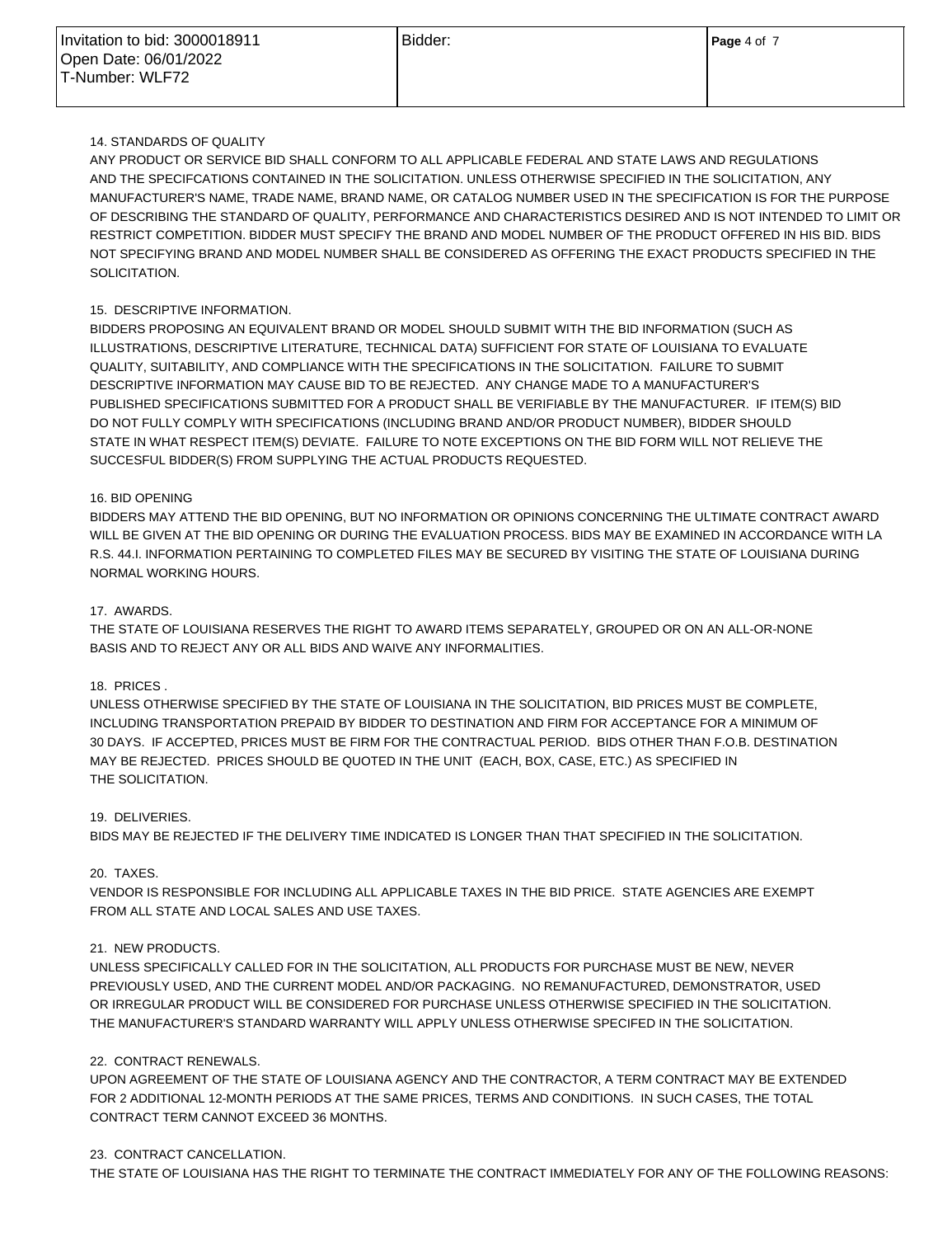| Invitation to bid: 3000018911<br>Open Date: 06/01/2022<br>T-Number: WLF72 | Bidder: |
|---|---|

14. STANDARDS OF QUALITY

ANY PRODUCT OR SERVICE BID SHALL CONFORM TO ALL APPLICABLE FEDERAL AND STATE LAWS AND REGULATIONS AND THE SPECIFCATIONS CONTAINED IN THE SOLICITATION. UNLESS OTHERWISE SPECIFIED IN THE SOLICITATION, ANY MANUFACTURER'S NAME, TRADE NAME, BRAND NAME, OR CATALOG NUMBER USED IN THE SPECIFICATION IS FOR THE PURPOSE OF DESCRIBING THE STANDARD OF QUALITY, PERFORMANCE AND CHARACTERISTICS DESIRED AND IS NOT INTENDED TO LIMIT OR RESTRICT COMPETITION. BIDDER MUST SPECIFY THE BRAND AND MODEL NUMBER OF THE PRODUCT OFFERED IN HIS BID. BIDS NOT SPECIFYING BRAND AND MODEL NUMBER SHALL BE CONSIDERED AS OFFERING THE EXACT PRODUCTS SPECIFIED IN THE SOLICITATION.

15. DESCRIPTIVE INFORMATION.

BIDDERS PROPOSING AN EQUIVALENT BRAND OR MODEL SHOULD SUBMIT WITH THE BID INFORMATION (SUCH AS ILLUSTRATIONS, DESCRIPTIVE LITERATURE, TECHNICAL DATA) SUFFICIENT FOR STATE OF LOUISIANA TO EVALUATE QUALITY, SUITABILITY, AND COMPLIANCE WITH THE SPECIFICATIONS IN THE SOLICITATION. FAILURE TO SUBMIT DESCRIPTIVE INFORMATION MAY CAUSE BID TO BE REJECTED. ANY CHANGE MADE TO A MANUFACTURER'S PUBLISHED SPECIFICATIONS SUBMITTED FOR A PRODUCT SHALL BE VERIFIABLE BY THE MANUFACTURER. IF ITEM(S) BID DO NOT FULLY COMPLY WITH SPECIFICATIONS (INCLUDING BRAND AND/OR PRODUCT NUMBER), BIDDER SHOULD STATE IN WHAT RESPECT ITEM(S) DEVIATE. FAILURE TO NOTE EXCEPTIONS ON THE BID FORM WILL NOT RELIEVE THE SUCCESFUL BIDDER(S) FROM SUPPLYING THE ACTUAL PRODUCTS REQUESTED.

16. BID OPENING

BIDDERS MAY ATTEND THE BID OPENING, BUT NO INFORMATION OR OPINIONS CONCERNING THE ULTIMATE CONTRACT AWARD WILL BE GIVEN AT THE BID OPENING OR DURING THE EVALUATION PROCESS. BIDS MAY BE EXAMINED IN ACCORDANCE WITH LA R.S. 44.I. INFORMATION PERTAINING TO COMPLETED FILES MAY BE SECURED BY VISITING THE STATE OF LOUISIANA DURING NORMAL WORKING HOURS.

17. AWARDS.

THE STATE OF LOUISIANA RESERVES THE RIGHT TO AWARD ITEMS SEPARATELY, GROUPED OR ON AN ALL-OR-NONE BASIS AND TO REJECT ANY OR ALL BIDS AND WAIVE ANY INFORMALITIES.

18. PRICES .

UNLESS OTHERWISE SPECIFIED BY THE STATE OF LOUISIANA IN THE SOLICITATION, BID PRICES MUST BE COMPLETE, INCLUDING TRANSPORTATION PREPAID BY BIDDER TO DESTINATION AND FIRM FOR ACCEPTANCE FOR A MINIMUM OF 30 DAYS. IF ACCEPTED, PRICES MUST BE FIRM FOR THE CONTRACTUAL PERIOD. BIDS OTHER THAN F.O.B. DESTINATION MAY BE REJECTED. PRICES SHOULD BE QUOTED IN THE UNIT (EACH, BOX, CASE, ETC.) AS SPECIFIED IN THE SOLICITATION.

19. DELIVERIES.

BIDS MAY BE REJECTED IF THE DELIVERY TIME INDICATED IS LONGER THAN THAT SPECIFIED IN THE SOLICITATION.

20. TAXES.

VENDOR IS RESPONSIBLE FOR INCLUDING ALL APPLICABLE TAXES IN THE BID PRICE. STATE AGENCIES ARE EXEMPT FROM ALL STATE AND LOCAL SALES AND USE TAXES.

21. NEW PRODUCTS.

UNLESS SPECIFICALLY CALLED FOR IN THE SOLICITATION, ALL PRODUCTS FOR PURCHASE MUST BE NEW, NEVER PREVIOUSLY USED, AND THE CURRENT MODEL AND/OR PACKAGING. NO REMANUFACTURED, DEMONSTRATOR, USED OR IRREGULAR PRODUCT WILL BE CONSIDERED FOR PURCHASE UNLESS OTHERWISE SPECIFIED IN THE SOLICITATION. THE MANUFACTURER'S STANDARD WARRANTY WILL APPLY UNLESS OTHERWISE SPECIFED IN THE SOLICITATION.

22. CONTRACT RENEWALS.

UPON AGREEMENT OF THE STATE OF LOUISIANA AGENCY AND THE CONTRACTOR, A TERM CONTRACT MAY BE EXTENDED FOR 2 ADDITIONAL 12-MONTH PERIODS AT THE SAME PRICES, TERMS AND CONDITIONS. IN SUCH CASES, THE TOTAL CONTRACT TERM CANNOT EXCEED 36 MONTHS.

23. CONTRACT CANCELLATION.

THE STATE OF LOUISIANA HAS THE RIGHT TO TERMINATE THE CONTRACT IMMEDIATELY FOR ANY OF THE FOLLOWING REASONS: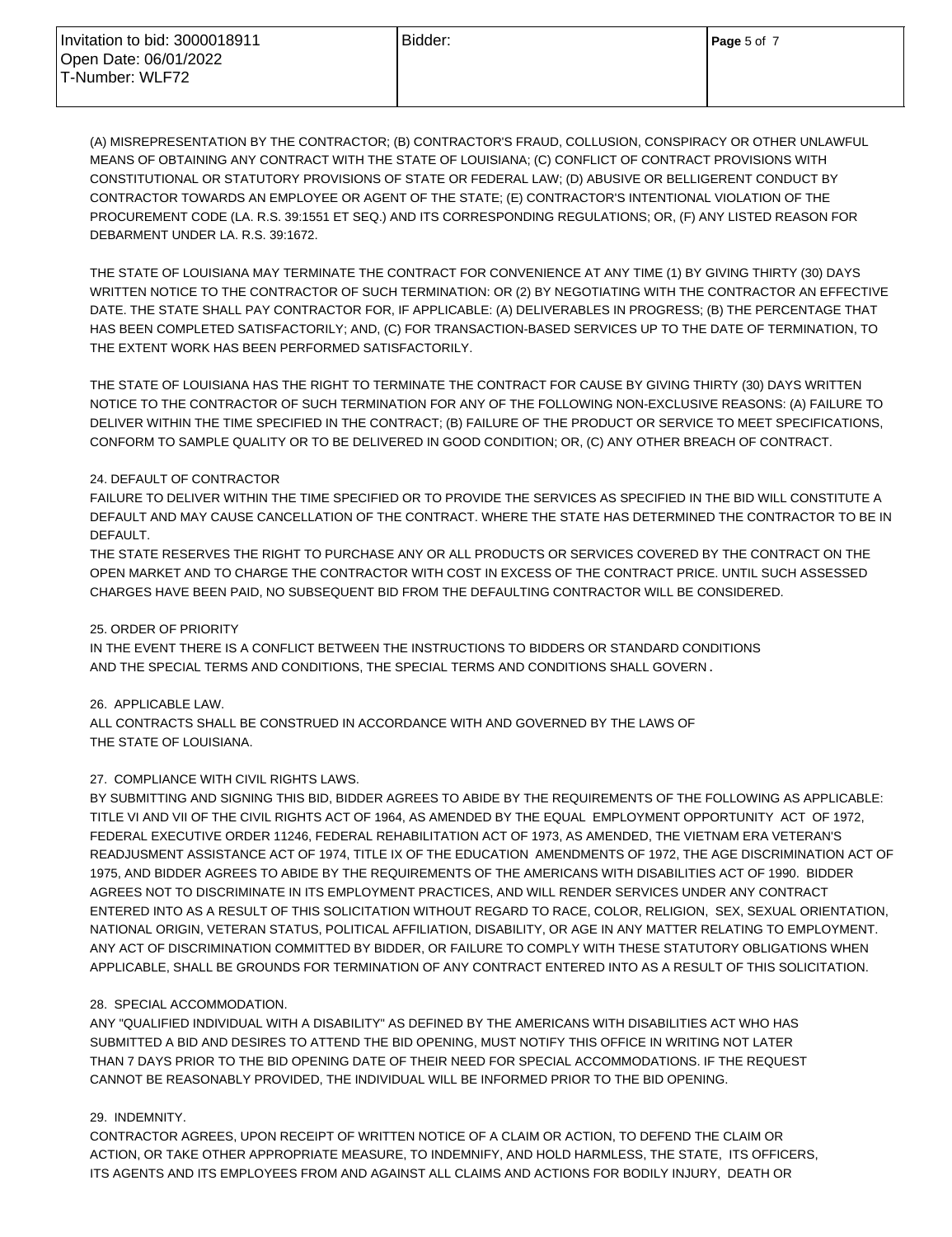(A) MISREPRESENTATION BY THE CONTRACTOR; (B) CONTRACTOR'S FRAUD, COLLUSION, CONSPIRACY OR OTHER UNLAWFUL MEANS OF OBTAINING ANY CONTRACT WITH THE STATE OF LOUISIANA; (C) CONFLICT OF CONTRACT PROVISIONS WITH CONSTITUTIONAL OR STATUTORY PROVISIONS OF STATE OR FEDERAL LAW; (D) ABUSIVE OR BELLIGERENT CONDUCT BY CONTRACTOR TOWARDS AN EMPLOYEE OR AGENT OF THE STATE; (E) CONTRACTOR'S INTENTIONAL VIOLATION OF THE PROCUREMENT CODE (LA. R.S. 39:1551 ET SEQ.) AND ITS CORRESPONDING REGULATIONS; OR, (F) ANY LISTED REASON FOR DEBARMENT UNDER LA. R.S. 39:1672.

THE STATE OF LOUISIANA MAY TERMINATE THE CONTRACT FOR CONVENIENCE AT ANY TIME (1) BY GIVING THIRTY (30) DAYS WRITTEN NOTICE TO THE CONTRACTOR OF SUCH TERMINATION: OR (2) BY NEGOTIATING WITH THE CONTRACTOR AN EFFECTIVE DATE. THE STATE SHALL PAY CONTRACTOR FOR, IF APPLICABLE: (A) DELIVERABLES IN PROGRESS; (B) THE PERCENTAGE THAT HAS BEEN COMPLETED SATISFACTORILY; AND, (C) FOR TRANSACTION-BASED SERVICES UP TO THE DATE OF TERMINATION, TO THE EXTENT WORK HAS BEEN PERFORMED SATISFACTORILY.

THE STATE OF LOUISIANA HAS THE RIGHT TO TERMINATE THE CONTRACT FOR CAUSE BY GIVING THIRTY (30) DAYS WRITTEN NOTICE TO THE CONTRACTOR OF SUCH TERMINATION FOR ANY OF THE FOLLOWING NON-EXCLUSIVE REASONS: (A) FAILURE TO DELIVER WITHIN THE TIME SPECIFIED IN THE CONTRACT; (B) FAILURE OF THE PRODUCT OR SERVICE TO MEET SPECIFICATIONS, CONFORM TO SAMPLE QUALITY OR TO BE DELIVERED IN GOOD CONDITION; OR, (C) ANY OTHER BREACH OF CONTRACT.

24. DEFAULT OF CONTRACTOR

FAILURE TO DELIVER WITHIN THE TIME SPECIFIED OR TO PROVIDE THE SERVICES AS SPECIFIED IN THE BID WILL CONSTITUTE A DEFAULT AND MAY CAUSE CANCELLATION OF THE CONTRACT. WHERE THE STATE HAS DETERMINED THE CONTRACTOR TO BE IN DEFAULT.

THE STATE RESERVES THE RIGHT TO PURCHASE ANY OR ALL PRODUCTS OR SERVICES COVERED BY THE CONTRACT ON THE OPEN MARKET AND TO CHARGE THE CONTRACTOR WITH COST IN EXCESS OF THE CONTRACT PRICE. UNTIL SUCH ASSESSED CHARGES HAVE BEEN PAID, NO SUBSEQUENT BID FROM THE DEFAULTING CONTRACTOR WILL BE CONSIDERED.

25. ORDER OF PRIORITY

IN THE EVENT THERE IS A CONFLICT BETWEEN THE INSTRUCTIONS TO BIDDERS OR STANDARD CONDITIONS AND THE SPECIAL TERMS AND CONDITIONS, THE SPECIAL TERMS AND CONDITIONS SHALL GOVERN.

26. APPLICABLE LAW.

ALL CONTRACTS SHALL BE CONSTRUED IN ACCORDANCE WITH AND GOVERNED BY THE LAWS OF THE STATE OF LOUISIANA.

27. COMPLIANCE WITH CIVIL RIGHTS LAWS.

BY SUBMITTING AND SIGNING THIS BID, BIDDER AGREES TO ABIDE BY THE REQUIREMENTS OF THE FOLLOWING AS APPLICABLE: TITLE VI AND VII OF THE CIVIL RIGHTS ACT OF 1964, AS AMENDED BY THE EQUAL EMPLOYMENT OPPORTUNITY ACT OF 1972, FEDERAL EXECUTIVE ORDER 11246, FEDERAL REHABILITATION ACT OF 1973, AS AMENDED, THE VIETNAM ERA VETERAN'S READJUSMENT ASSISTANCE ACT OF 1974, TITLE IX OF THE EDUCATION AMENDMENTS OF 1972, THE AGE DISCRIMINATION ACT OF 1975, AND BIDDER AGREES TO ABIDE BY THE REQUIREMENTS OF THE AMERICANS WITH DISABILITIES ACT OF 1990. BIDDER AGREES NOT TO DISCRIMINATE IN ITS EMPLOYMENT PRACTICES, AND WILL RENDER SERVICES UNDER ANY CONTRACT ENTERED INTO AS A RESULT OF THIS SOLICITATION WITHOUT REGARD TO RACE, COLOR, RELIGION, SEX, SEXUAL ORIENTATION, NATIONAL ORIGIN, VETERAN STATUS, POLITICAL AFFILIATION, DISABILITY, OR AGE IN ANY MATTER RELATING TO EMPLOYMENT. ANY ACT OF DISCRIMINATION COMMITTED BY BIDDER, OR FAILURE TO COMPLY WITH THESE STATUTORY OBLIGATIONS WHEN APPLICABLE, SHALL BE GROUNDS FOR TERMINATION OF ANY CONTRACT ENTERED INTO AS A RESULT OF THIS SOLICITATION.

28. SPECIAL ACCOMMODATION.

ANY "QUALIFIED INDIVIDUAL WITH A DISABILITY" AS DEFINED BY THE AMERICANS WITH DISABILITIES ACT WHO HAS SUBMITTED A BID AND DESIRES TO ATTEND THE BID OPENING, MUST NOTIFY THIS OFFICE IN WRITING NOT LATER THAN 7 DAYS PRIOR TO THE BID OPENING DATE OF THEIR NEED FOR SPECIAL ACCOMMODATIONS. IF THE REQUEST CANNOT BE REASONABLY PROVIDED, THE INDIVIDUAL WILL BE INFORMED PRIOR TO THE BID OPENING.

29. INDEMNITY.

CONTRACTOR AGREES, UPON RECEIPT OF WRITTEN NOTICE OF A CLAIM OR ACTION, TO DEFEND THE CLAIM OR ACTION, OR TAKE OTHER APPROPRIATE MEASURE, TO INDEMNIFY, AND HOLD HARMLESS, THE STATE, ITS OFFICERS, ITS AGENTS AND ITS EMPLOYEES FROM AND AGAINST ALL CLAIMS AND ACTIONS FOR BODILY INJURY, DEATH OR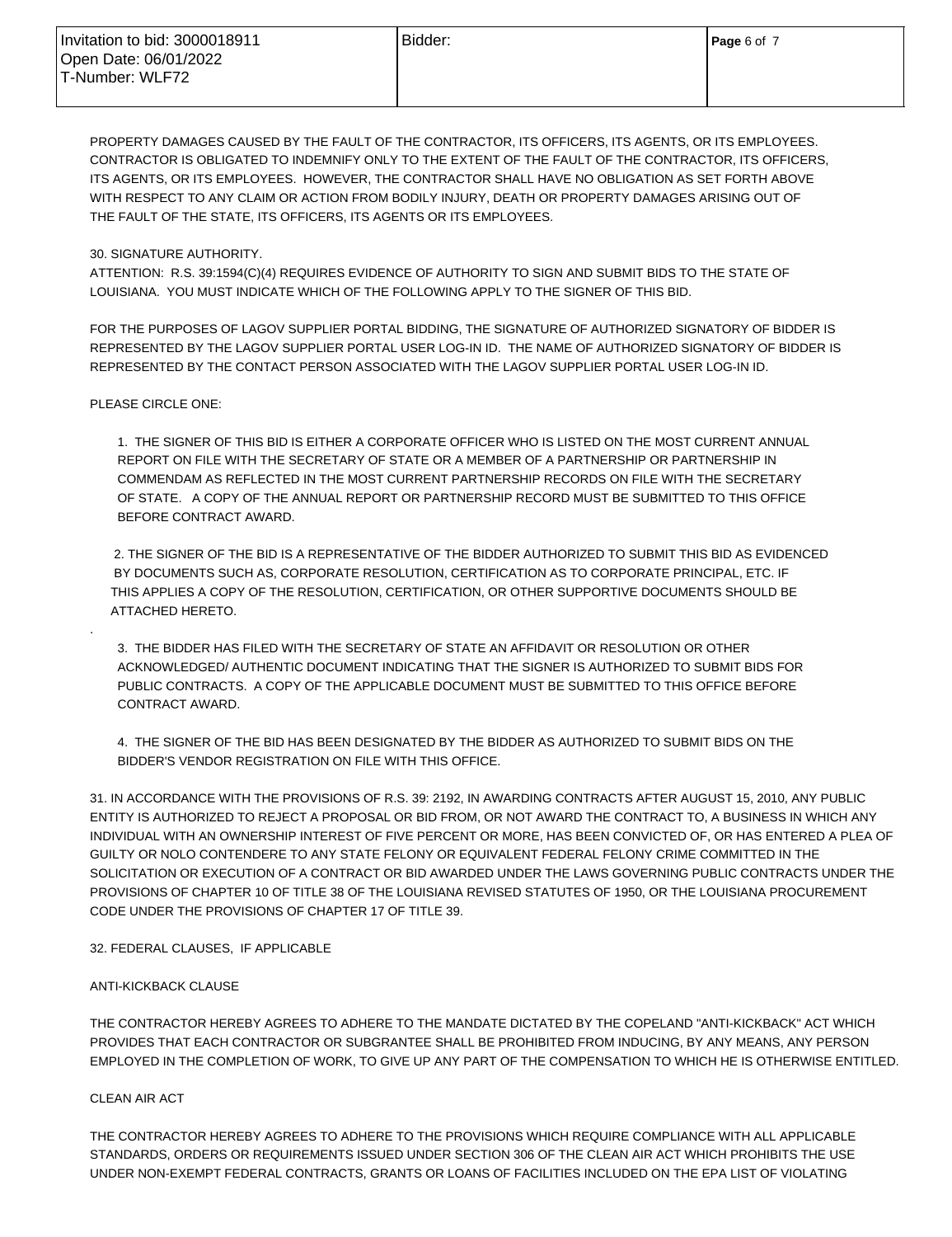PROPERTY DAMAGES CAUSED BY THE FAULT OF THE CONTRACTOR, ITS OFFICERS, ITS AGENTS, OR ITS EMPLOYEES. CONTRACTOR IS OBLIGATED TO INDEMNIFY ONLY TO THE EXTENT OF THE FAULT OF THE CONTRACTOR, ITS OFFICERS, ITS AGENTS, OR ITS EMPLOYEES. HOWEVER, THE CONTRACTOR SHALL HAVE NO OBLIGATION AS SET FORTH ABOVE WITH RESPECT TO ANY CLAIM OR ACTION FROM BODILY INJURY, DEATH OR PROPERTY DAMAGES ARISING OUT OF THE FAULT OF THE STATE, ITS OFFICERS, ITS AGENTS OR ITS EMPLOYEES.

30. SIGNATURE AUTHORITY.
ATTENTION: R.S. 39:1594(C)(4) REQUIRES EVIDENCE OF AUTHORITY TO SIGN AND SUBMIT BIDS TO THE STATE OF LOUISIANA. YOU MUST INDICATE WHICH OF THE FOLLOWING APPLY TO THE SIGNER OF THIS BID.

FOR THE PURPOSES OF LAGOV SUPPLIER PORTAL BIDDING, THE SIGNATURE OF AUTHORIZED SIGNATORY OF BIDDER IS REPRESENTED BY THE LAGOV SUPPLIER PORTAL USER LOG-IN ID. THE NAME OF AUTHORIZED SIGNATORY OF BIDDER IS REPRESENTED BY THE CONTACT PERSON ASSOCIATED WITH THE LAGOV SUPPLIER PORTAL USER LOG-IN ID.

PLEASE CIRCLE ONE:

1. THE SIGNER OF THIS BID IS EITHER A CORPORATE OFFICER WHO IS LISTED ON THE MOST CURRENT ANNUAL REPORT ON FILE WITH THE SECRETARY OF STATE OR A MEMBER OF A PARTNERSHIP OR PARTNERSHIP IN COMMENDAM AS REFLECTED IN THE MOST CURRENT PARTNERSHIP RECORDS ON FILE WITH THE SECRETARY OF STATE. A COPY OF THE ANNUAL REPORT OR PARTNERSHIP RECORD MUST BE SUBMITTED TO THIS OFFICE BEFORE CONTRACT AWARD.

2. THE SIGNER OF THE BID IS A REPRESENTATIVE OF THE BIDDER AUTHORIZED TO SUBMIT THIS BID AS EVIDENCED BY DOCUMENTS SUCH AS, CORPORATE RESOLUTION, CERTIFICATION AS TO CORPORATE PRINCIPAL, ETC. IF THIS APPLIES A COPY OF THE RESOLUTION, CERTIFICATION, OR OTHER SUPPORTIVE DOCUMENTS SHOULD BE ATTACHED HERETO.

3. THE BIDDER HAS FILED WITH THE SECRETARY OF STATE AN AFFIDAVIT OR RESOLUTION OR OTHER ACKNOWLEDGED/ AUTHENTIC DOCUMENT INDICATING THAT THE SIGNER IS AUTHORIZED TO SUBMIT BIDS FOR PUBLIC CONTRACTS. A COPY OF THE APPLICABLE DOCUMENT MUST BE SUBMITTED TO THIS OFFICE BEFORE CONTRACT AWARD.

4. THE SIGNER OF THE BID HAS BEEN DESIGNATED BY THE BIDDER AS AUTHORIZED TO SUBMIT BIDS ON THE BIDDER'S VENDOR REGISTRATION ON FILE WITH THIS OFFICE.

31. IN ACCORDANCE WITH THE PROVISIONS OF R.S. 39: 2192, IN AWARDING CONTRACTS AFTER AUGUST 15, 2010, ANY PUBLIC ENTITY IS AUTHORIZED TO REJECT A PROPOSAL OR BID FROM, OR NOT AWARD THE CONTRACT TO, A BUSINESS IN WHICH ANY INDIVIDUAL WITH AN OWNERSHIP INTEREST OF FIVE PERCENT OR MORE, HAS BEEN CONVICTED OF, OR HAS ENTERED A PLEA OF GUILTY OR NOLO CONTENDERE TO ANY STATE FELONY OR EQUIVALENT FEDERAL FELONY CRIME COMMITTED IN THE SOLICITATION OR EXECUTION OF A CONTRACT OR BID AWARDED UNDER THE LAWS GOVERNING PUBLIC CONTRACTS UNDER THE PROVISIONS OF CHAPTER 10 OF TITLE 38 OF THE LOUISIANA REVISED STATUTES OF 1950, OR THE LOUISIANA PROCUREMENT CODE UNDER THE PROVISIONS OF CHAPTER 17 OF TITLE 39.

32. FEDERAL CLAUSES, IF APPLICABLE

ANTI-KICKBACK CLAUSE

THE CONTRACTOR HEREBY AGREES TO ADHERE TO THE MANDATE DICTATED BY THE COPELAND "ANTI-KICKBACK" ACT WHICH PROVIDES THAT EACH CONTRACTOR OR SUBGRANTEE SHALL BE PROHIBITED FROM INDUCING, BY ANY MEANS, ANY PERSON EMPLOYED IN THE COMPLETION OF WORK, TO GIVE UP ANY PART OF THE COMPENSATION TO WHICH HE IS OTHERWISE ENTITLED.

CLEAN AIR ACT

THE CONTRACTOR HEREBY AGREES TO ADHERE TO THE PROVISIONS WHICH REQUIRE COMPLIANCE WITH ALL APPLICABLE STANDARDS, ORDERS OR REQUIREMENTS ISSUED UNDER SECTION 306 OF THE CLEAN AIR ACT WHICH PROHIBITS THE USE UNDER NON-EXEMPT FEDERAL CONTRACTS, GRANTS OR LOANS OF FACILITIES INCLUDED ON THE EPA LIST OF VIOLATING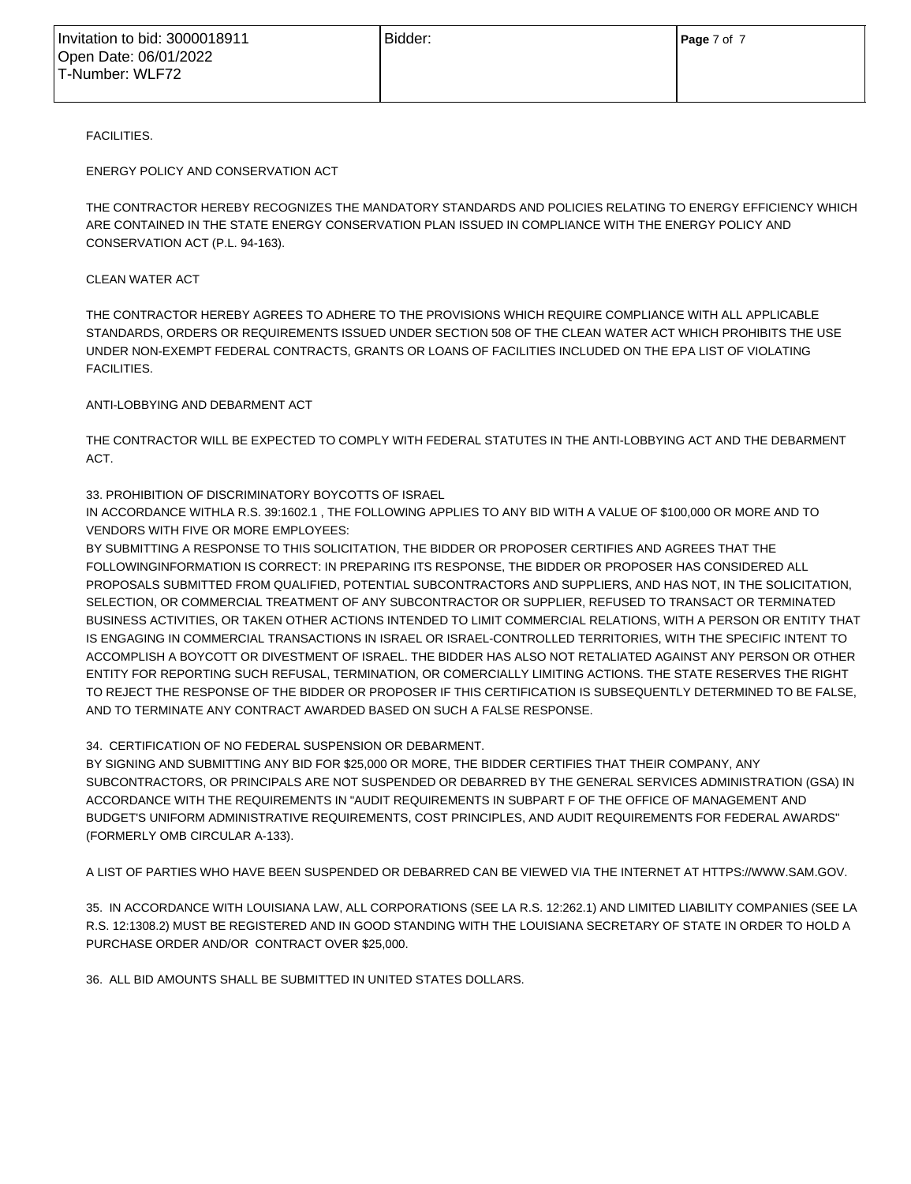FACILITIES.

ENERGY POLICY AND CONSERVATION ACT

THE CONTRACTOR HEREBY RECOGNIZES THE MANDATORY STANDARDS AND POLICIES RELATING TO ENERGY EFFICIENCY WHICH ARE CONTAINED IN THE STATE ENERGY CONSERVATION PLAN ISSUED IN COMPLIANCE WITH THE ENERGY POLICY AND CONSERVATION ACT (P.L. 94-163).

CLEAN WATER ACT

THE CONTRACTOR HEREBY AGREES TO ADHERE TO THE PROVISIONS WHICH REQUIRE COMPLIANCE WITH ALL APPLICABLE STANDARDS, ORDERS OR REQUIREMENTS ISSUED UNDER SECTION 508 OF THE CLEAN WATER ACT WHICH PROHIBITS THE USE UNDER NON-EXEMPT FEDERAL CONTRACTS, GRANTS OR LOANS OF FACILITIES INCLUDED ON THE EPA LIST OF VIOLATING FACILITIES.

ANTI-LOBBYING AND DEBARMENT ACT

THE CONTRACTOR WILL BE EXPECTED TO COMPLY WITH FEDERAL STATUTES IN THE ANTI-LOBBYING ACT AND THE DEBARMENT ACT.

33. PROHIBITION OF DISCRIMINATORY BOYCOTTS OF ISRAEL
IN ACCORDANCE WITHLA R.S. 39:1602.1 , THE FOLLOWING APPLIES TO ANY BID WITH A VALUE OF $100,000 OR MORE AND TO VENDORS WITH FIVE OR MORE EMPLOYEES:
BY SUBMITTING A RESPONSE TO THIS SOLICITATION, THE BIDDER OR PROPOSER CERTIFIES AND AGREES THAT THE FOLLOWINGINFORMATION IS CORRECT: IN PREPARING ITS RESPONSE, THE BIDDER OR PROPOSER HAS CONSIDERED ALL PROPOSALS SUBMITTED FROM QUALIFIED, POTENTIAL SUBCONTRACTORS AND SUPPLIERS, AND HAS NOT, IN THE SOLICITATION, SELECTION, OR COMMERCIAL TREATMENT OF ANY SUBCONTRACTOR OR SUPPLIER, REFUSED TO TRANSACT OR TERMINATED BUSINESS ACTIVITIES, OR TAKEN OTHER ACTIONS INTENDED TO LIMIT COMMERCIAL RELATIONS, WITH A PERSON OR ENTITY THAT IS ENGAGING IN COMMERCIAL TRANSACTIONS IN ISRAEL OR ISRAEL-CONTROLLED TERRITORIES, WITH THE SPECIFIC INTENT TO ACCOMPLISH A BOYCOTT OR DIVESTMENT OF ISRAEL. THE BIDDER HAS ALSO NOT RETALIATED AGAINST ANY PERSON OR OTHER ENTITY FOR REPORTING SUCH REFUSAL, TERMINATION, OR COMERCIALLY LIMITING ACTIONS. THE STATE RESERVES THE RIGHT TO REJECT THE RESPONSE OF THE BIDDER OR PROPOSER IF THIS CERTIFICATION IS SUBSEQUENTLY DETERMINED TO BE FALSE, AND TO TERMINATE ANY CONTRACT AWARDED BASED ON SUCH A FALSE RESPONSE.

34. CERTIFICATION OF NO FEDERAL SUSPENSION OR DEBARMENT.
BY SIGNING AND SUBMITTING ANY BID FOR $25,000 OR MORE, THE BIDDER CERTIFIES THAT THEIR COMPANY, ANY SUBCONTRACTORS, OR PRINCIPALS ARE NOT SUSPENDED OR DEBARRED BY THE GENERAL SERVICES ADMINISTRATION (GSA) IN ACCORDANCE WITH THE REQUIREMENTS IN "AUDIT REQUIREMENTS IN SUBPART F OF THE OFFICE OF MANAGEMENT AND BUDGET'S UNIFORM ADMINISTRATIVE REQUIREMENTS, COST PRINCIPLES, AND AUDIT REQUIREMENTS FOR FEDERAL AWARDS" (FORMERLY OMB CIRCULAR A-133).

A LIST OF PARTIES WHO HAVE BEEN SUSPENDED OR DEBARRED CAN BE VIEWED VIA THE INTERNET AT HTTPS://WWW.SAM.GOV.

35. IN ACCORDANCE WITH LOUISIANA LAW, ALL CORPORATIONS (SEE LA R.S. 12:262.1) AND LIMITED LIABILITY COMPANIES (SEE LA R.S. 12:1308.2) MUST BE REGISTERED AND IN GOOD STANDING WITH THE LOUISIANA SECRETARY OF STATE IN ORDER TO HOLD A PURCHASE ORDER AND/OR CONTRACT OVER $25,000.

36. ALL BID AMOUNTS SHALL BE SUBMITTED IN UNITED STATES DOLLARS.